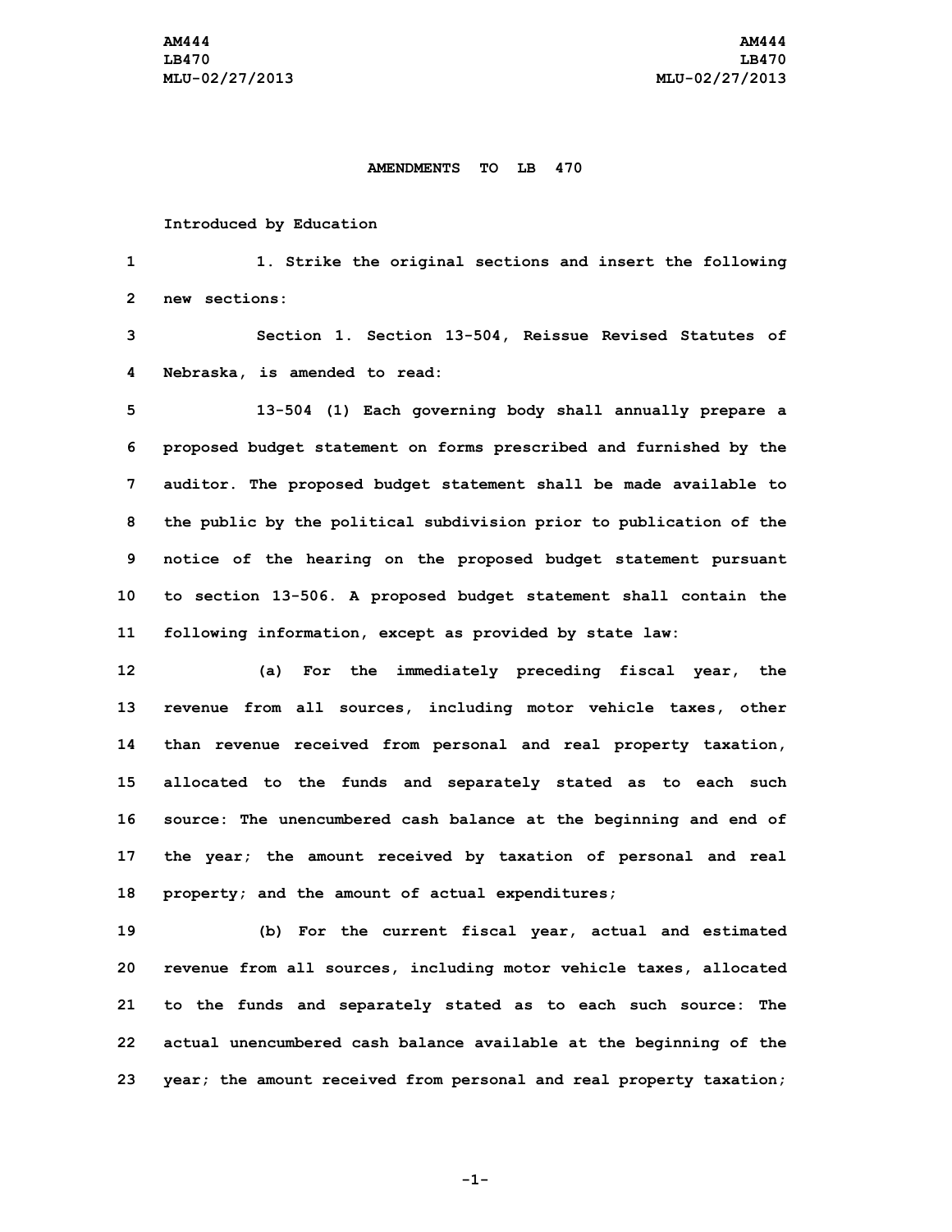# AMENDMENTS TO LB 470

Introduced by Education

1. Strike the original sections and insert the following new sections:

Section 1. Section 13-504, Reissue Revised Statutes of Nebraska, is amended to read:

13-504 (1) Each governing body shall annually prepare a proposed budget statement on forms prescribed and furnished by the auditor. The proposed budget statement shall be made available to the public by the political subdivision prior to publication of the notice of the hearing on the proposed budget statement pursuant to section 13-506. A proposed budget statement shall contain the following information, except as provided by state law:

(a) For the immediately preceding fiscal year, the revenue from all sources, including motor vehicle taxes, other than revenue received from personal and real property taxation, allocated to the funds and separately stated as to each such source: The unencumbered cash balance at the beginning and end of the year; the amount received by taxation of personal and real property; and the amount of actual expenditures;

(b) For the current fiscal year, actual and estimated revenue from all sources, including motor vehicle taxes, allocated to the funds and separately stated as to each such source: The actual unencumbered cash balance available at the beginning of the year; the amount received from personal and real property taxation;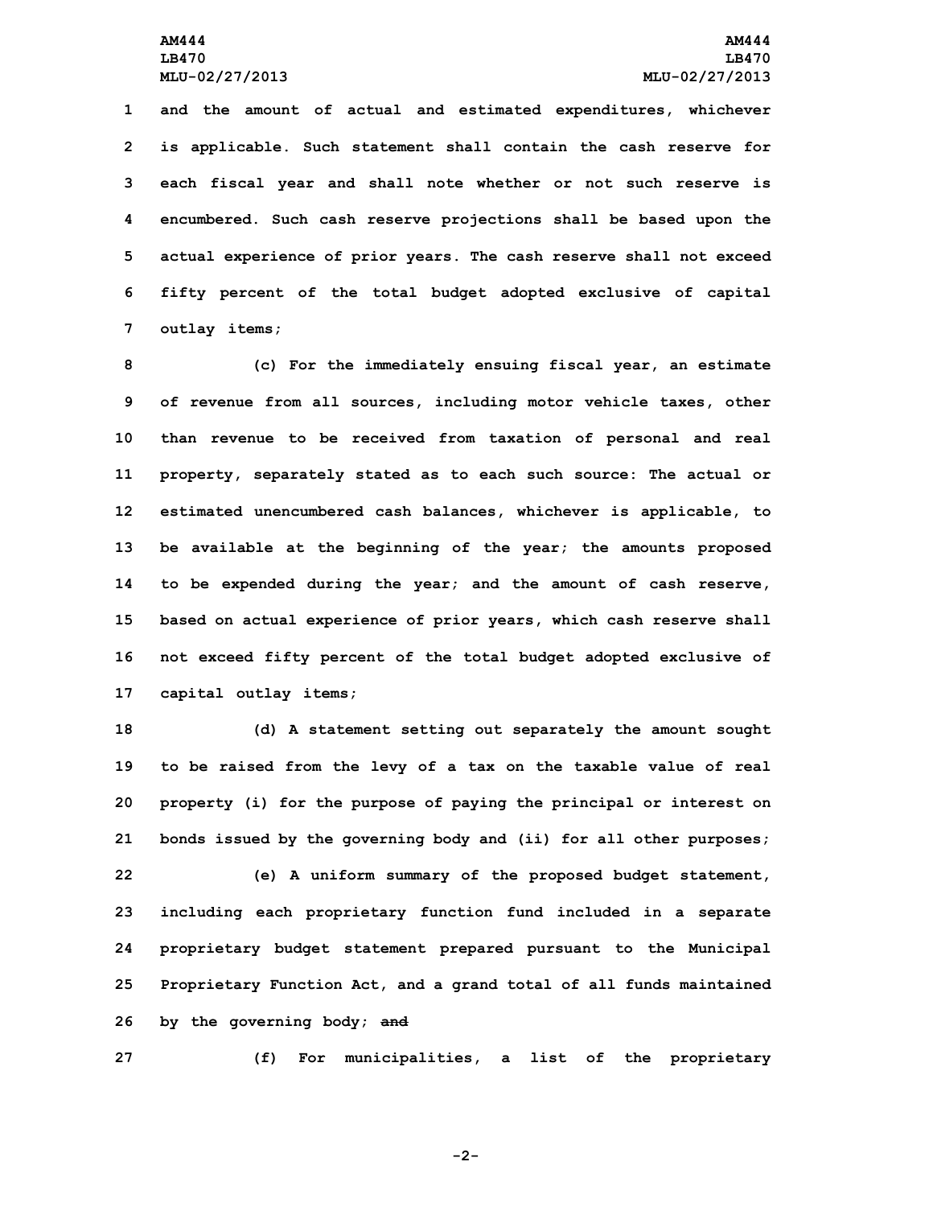and the amount of actual and estimated expenditures, whichever is applicable. Such statement shall contain the cash reserve for each fiscal year and shall note whether or not such reserve is encumbered. Such cash reserve projections shall be based upon the actual experience of prior years. The cash reserve shall not exceed fifty percent of the total budget adopted exclusive of capital outlay items;

(c) For the immediately ensuing fiscal year, an estimate of revenue from all sources, including motor vehicle taxes, other than revenue to be received from taxation of personal and real property, separately stated as to each such source: The actual or estimated unencumbered cash balances, whichever is applicable, to be available at the beginning of the year; the amounts proposed to be expended during the year; and the amount of cash reserve, based on actual experience of prior years, which cash reserve shall not exceed fifty percent of the total budget adopted exclusive of capital outlay items;

(d) A statement setting out separately the amount sought to be raised from the levy of a tax on the taxable value of real property (i) for the purpose of paying the principal or interest on bonds issued by the governing body and (ii) for all other purposes;

(e) A uniform summary of the proposed budget statement, including each proprietary function fund included in a separate proprietary budget statement prepared pursuant to the Municipal Proprietary Function Act, and a grand total of all funds maintained by the governing body; ~~and~~

(f) For municipalities, a list of the proprietary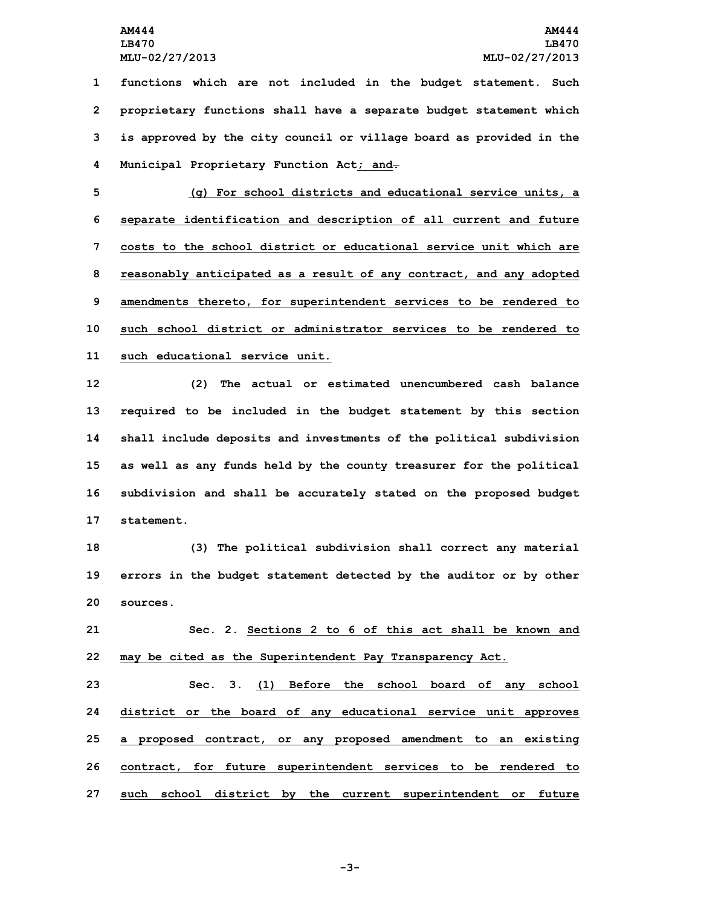functions which are not included in the budget statement. Such proprietary functions shall have a separate budget statement which is approved by the city council or village board as provided in the Municipal Proprietary Function Act; and.

(g) For school districts and educational service units, a separate identification and description of all current and future costs to the school district or educational service unit which are reasonably anticipated as a result of any contract, and any adopted amendments thereto, for superintendent services to be rendered to such school district or administrator services to be rendered to such educational service unit.

(2) The actual or estimated unencumbered cash balance required to be included in the budget statement by this section shall include deposits and investments of the political subdivision as well as any funds held by the county treasurer for the political subdivision and shall be accurately stated on the proposed budget statement.

(3) The political subdivision shall correct any material errors in the budget statement detected by the auditor or by other sources.

Sec. 2. Sections 2 to 6 of this act shall be known and may be cited as the Superintendent Pay Transparency Act.

Sec. 3. (1) Before the school board of any school district or the board of any educational service unit approves a proposed contract, or any proposed amendment to an existing contract, for future superintendent services to be rendered to such school district by the current superintendent or future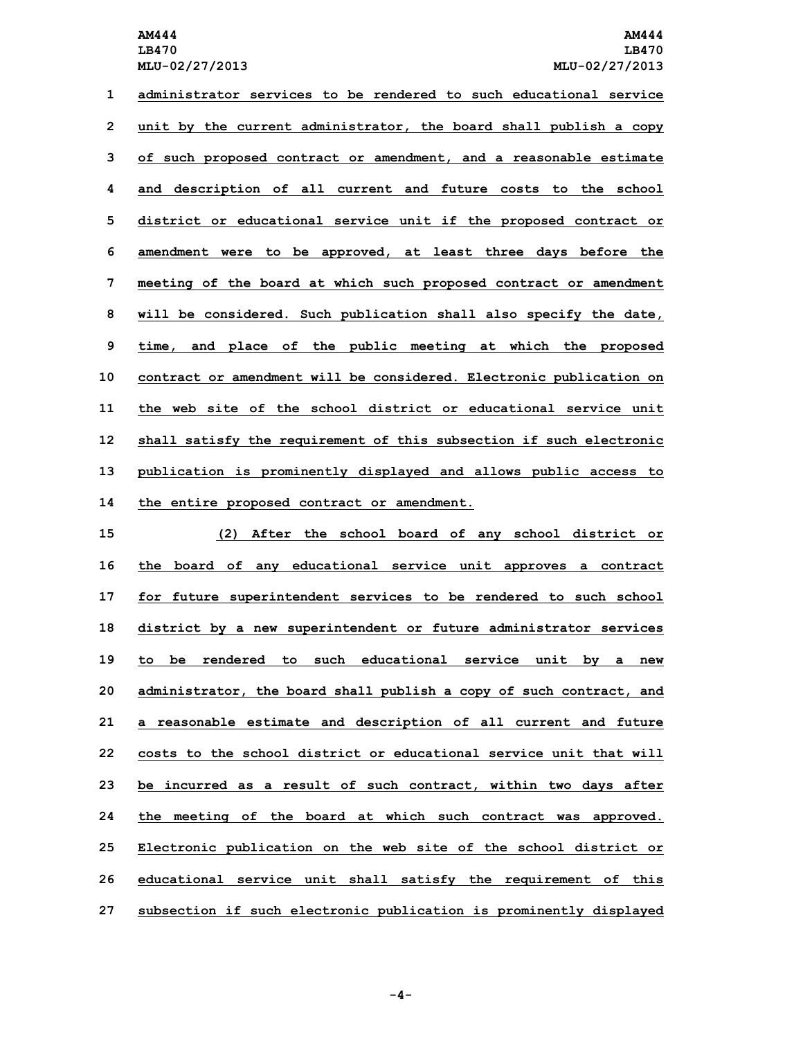administrator services to be rendered to such educational service unit by the current administrator, the board shall publish a copy of such proposed contract or amendment, and a reasonable estimate and description of all current and future costs to the school district or educational service unit if the proposed contract or amendment were to be approved, at least three days before the meeting of the board at which such proposed contract or amendment will be considered. Such publication shall also specify the date, time, and place of the public meeting at which the proposed contract or amendment will be considered. Electronic publication on the web site of the school district or educational service unit shall satisfy the requirement of this subsection if such electronic publication is prominently displayed and allows public access to the entire proposed contract or amendment.

(2) After the school board of any school district or the board of any educational service unit approves a contract for future superintendent services to be rendered to such school district by a new superintendent or future administrator services to be rendered to such educational service unit by a new administrator, the board shall publish a copy of such contract, and a reasonable estimate and description of all current and future costs to the school district or educational service unit that will be incurred as a result of such contract, within two days after the meeting of the board at which such contract was approved. Electronic publication on the web site of the school district or educational service unit shall satisfy the requirement of this subsection if such electronic publication is prominently displayed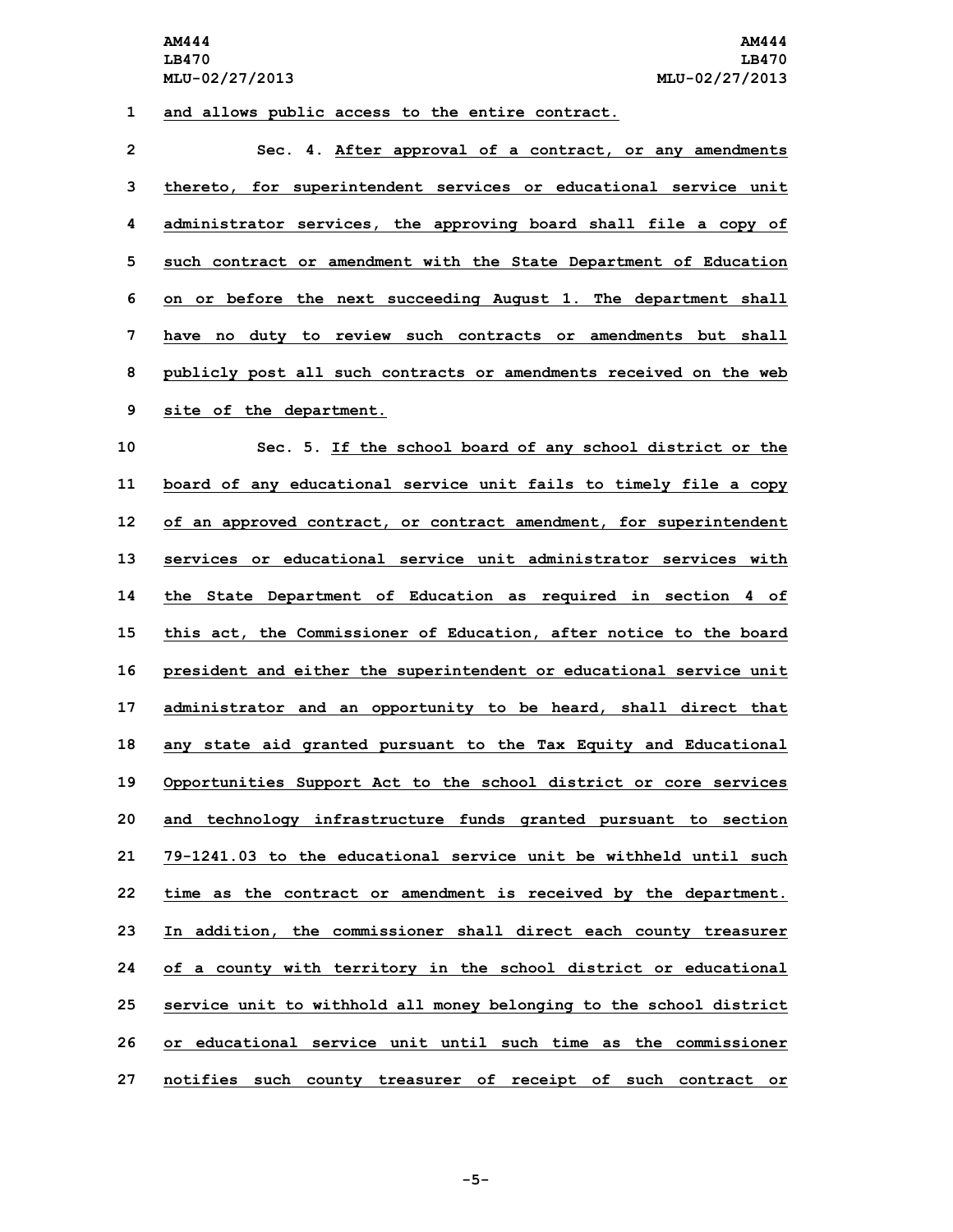and allows public access to the entire contract.

Sec. 4. After approval of a contract, or any amendments thereto, for superintendent services or educational service unit administrator services, the approving board shall file a copy of such contract or amendment with the State Department of Education on or before the next succeeding August 1. The department shall have no duty to review such contracts or amendments but shall publicly post all such contracts or amendments received on the web site of the department.

Sec. 5. If the school board of any school district or the board of any educational service unit fails to timely file a copy of an approved contract, or contract amendment, for superintendent services or educational service unit administrator services with the State Department of Education as required in section 4 of this act, the Commissioner of Education, after notice to the board president and either the superintendent or educational service unit administrator and an opportunity to be heard, shall direct that any state aid granted pursuant to the Tax Equity and Educational Opportunities Support Act to the school district or core services and technology infrastructure funds granted pursuant to section 79-1241.03 to the educational service unit be withheld until such time as the contract or amendment is received by the department. In addition, the commissioner shall direct each county treasurer of a county with territory in the school district or educational service unit to withhold all money belonging to the school district or educational service unit until such time as the commissioner notifies such county treasurer of receipt of such contract or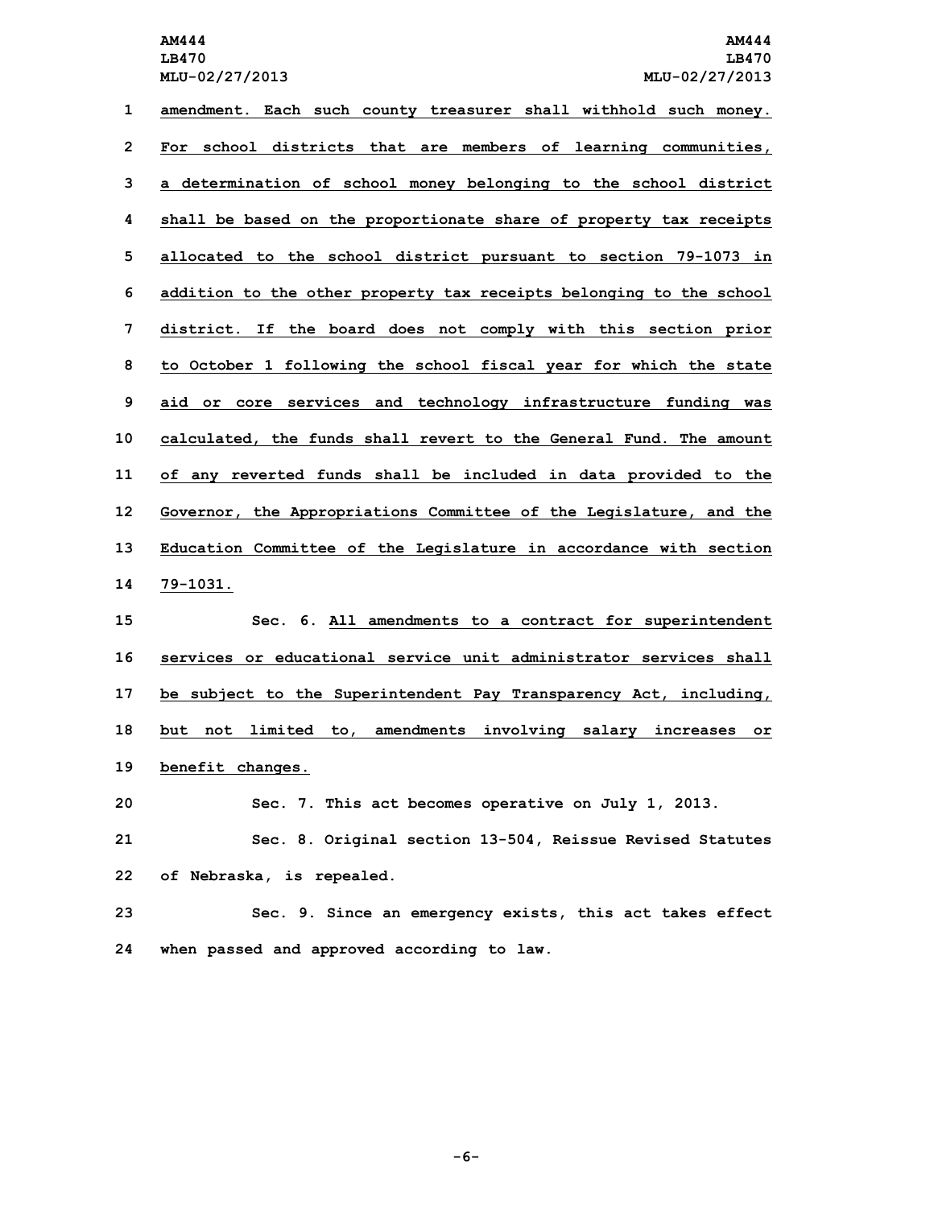amendment. Each such county treasurer shall withhold such money. For school districts that are members of learning communities, a determination of school money belonging to the school district shall be based on the proportionate share of property tax receipts allocated to the school district pursuant to section 79-1073 in addition to the other property tax receipts belonging to the school district. If the board does not comply with this section prior to October 1 following the school fiscal year for which the state aid or core services and technology infrastructure funding was calculated, the funds shall revert to the General Fund. The amount of any reverted funds shall be included in data provided to the Governor, the Appropriations Committee of the Legislature, and the Education Committee of the Legislature in accordance with section 79-1031.

Sec. 6. All amendments to a contract for superintendent services or educational service unit administrator services shall be subject to the Superintendent Pay Transparency Act, including, but not limited to, amendments involving salary increases or benefit changes.

Sec. 7. This act becomes operative on July 1, 2013.

Sec. 8. Original section 13-504, Reissue Revised Statutes of Nebraska, is repealed.

Sec. 9. Since an emergency exists, this act takes effect when passed and approved according to law.